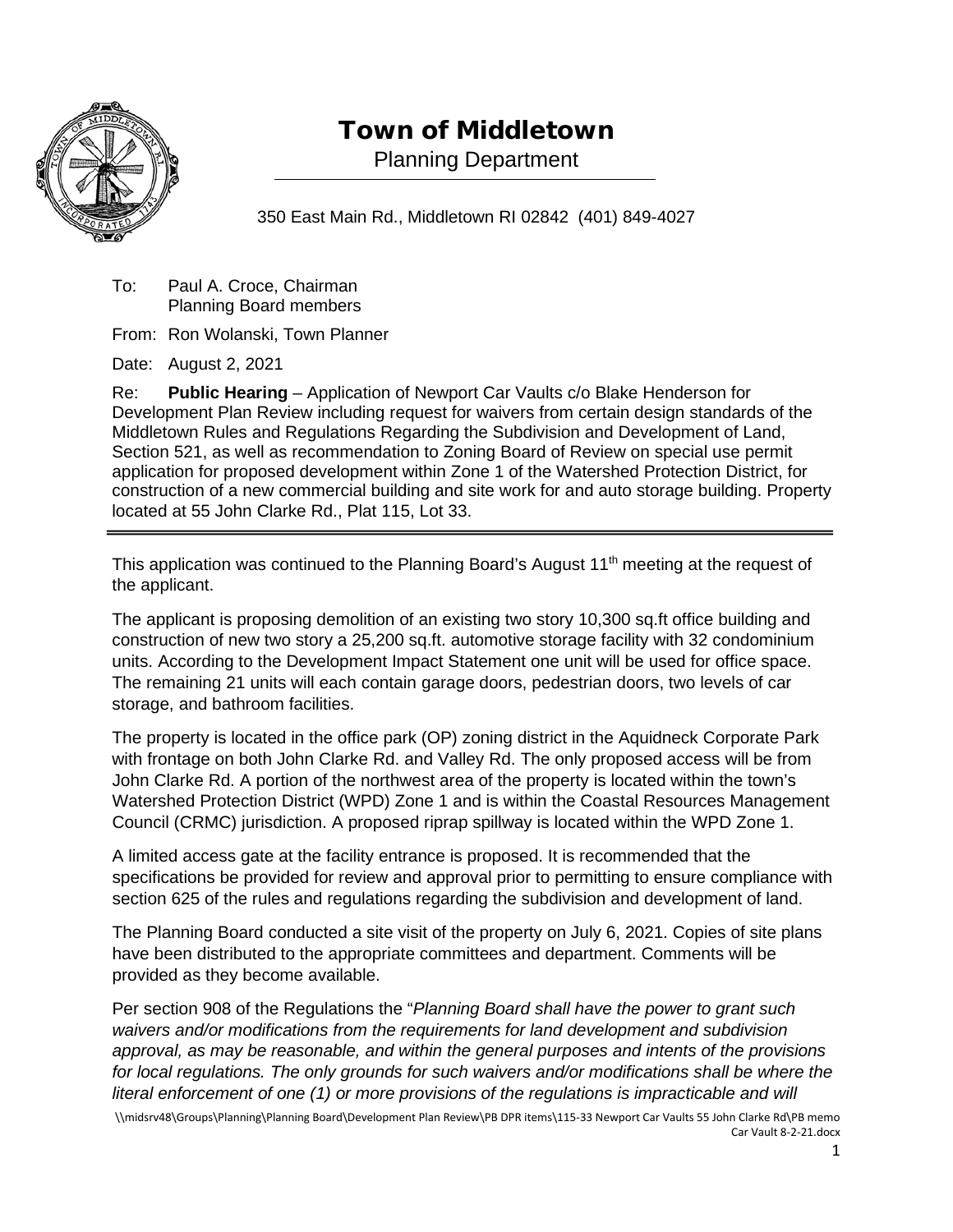# Town of Middletown

Planning Department

350 East Main Rd., Middletown RI 02842 (401) 849-4027

To: Paul A. Croce, Chairman
Planning Board members

From: Ron Wolanski, Town Planner

Date: August 2, 2021

Re: **Public Hearing** – Application of Newport Car Vaults c/o Blake Henderson for Development Plan Review including request for waivers from certain design standards of the Middletown Rules and Regulations Regarding the Subdivision and Development of Land, Section 521, as well as recommendation to Zoning Board of Review on special use permit application for proposed development within Zone 1 of the Watershed Protection District, for construction of a new commercial building and site work for and auto storage building. Property located at 55 John Clarke Rd., Plat 115, Lot 33.

---

This application was continued to the Planning Board's August 11th meeting at the request of the applicant.

The applicant is proposing demolition of an existing two story 10,300 sq.ft office building and construction of new two story a 25,200 sq.ft. automotive storage facility with 32 condominium units. According to the Development Impact Statement one unit will be used for office space. The remaining 21 units will each contain garage doors, pedestrian doors, two levels of car storage, and bathroom facilities.

The property is located in the office park (OP) zoning district in the Aquidneck Corporate Park with frontage on both John Clarke Rd. and Valley Rd. The only proposed access will be from John Clarke Rd. A portion of the northwest area of the property is located within the town's Watershed Protection District (WPD) Zone 1 and is within the Coastal Resources Management Council (CRMC) jurisdiction. A proposed riprap spillway is located within the WPD Zone 1.

A limited access gate at the facility entrance is proposed. It is recommended that the specifications be provided for review and approval prior to permitting to ensure compliance with section 625 of the rules and regulations regarding the subdivision and development of land.

The Planning Board conducted a site visit of the property on July 6, 2021. Copies of site plans have been distributed to the appropriate committees and department. Comments will be provided as they become available.

Per section 908 of the Regulations the "*Planning Board shall have the power to grant such waivers and/or modifications from the requirements for land development and subdivision approval, as may be reasonable, and within the general purposes and intents of the provisions for local regulations. The only grounds for such waivers and/or modifications shall be where the literal enforcement of one (1) or more provisions of the regulations is impracticable and will*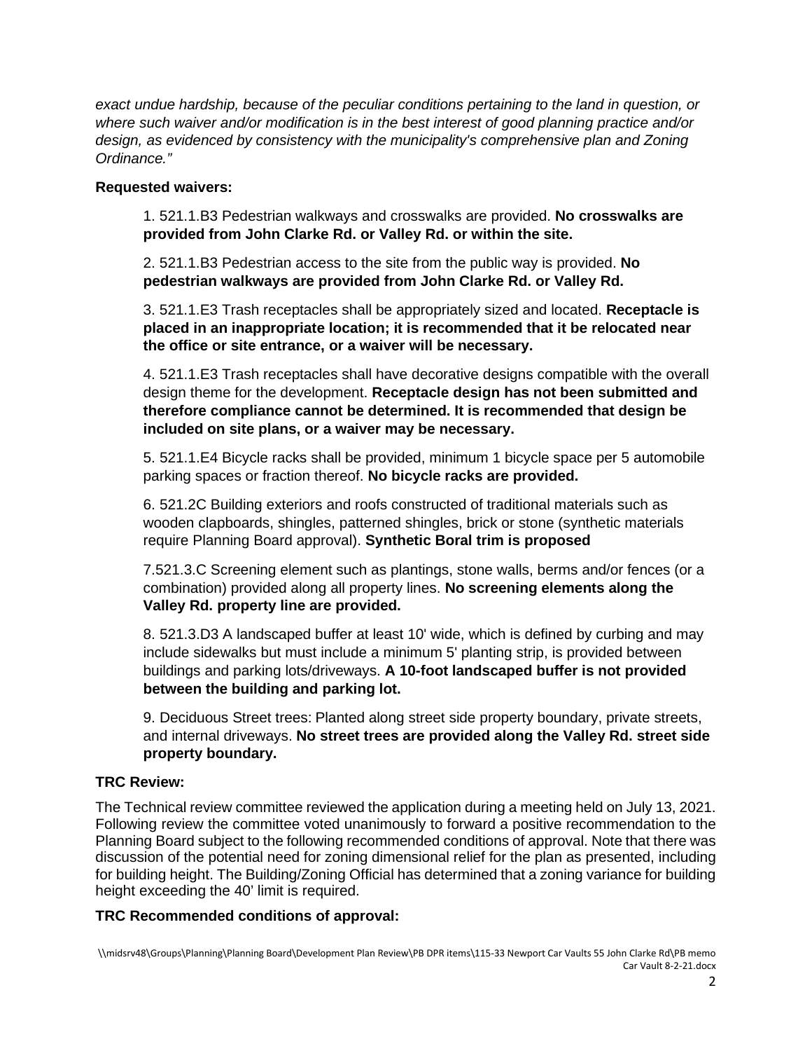*exact undue hardship, because of the peculiar conditions pertaining to the land in question, or where such waiver and/or modification is in the best interest of good planning practice and/or design, as evidenced by consistency with the municipality's comprehensive plan and Zoning Ordinance."*

**Requested waivers:**

1. 521.1.B3 Pedestrian walkways and crosswalks are provided. **No crosswalks are provided from John Clarke Rd. or Valley Rd. or within the site.**

2. 521.1.B3 Pedestrian access to the site from the public way is provided. **No pedestrian walkways are provided from John Clarke Rd. or Valley Rd.**

3. 521.1.E3 Trash receptacles shall be appropriately sized and located. **Receptacle is placed in an inappropriate location; it is recommended that it be relocated near the office or site entrance, or a waiver will be necessary.**

4. 521.1.E3 Trash receptacles shall have decorative designs compatible with the overall design theme for the development. **Receptacle design has not been submitted and therefore compliance cannot be determined. It is recommended that design be included on site plans, or a waiver may be necessary.**

5. 521.1.E4 Bicycle racks shall be provided, minimum 1 bicycle space per 5 automobile parking spaces or fraction thereof. **No bicycle racks are provided.**

6. 521.2C Building exteriors and roofs constructed of traditional materials such as wooden clapboards, shingles, patterned shingles, brick or stone (synthetic materials require Planning Board approval). **Synthetic Boral trim is proposed**

7. 521.3.C Screening element such as plantings, stone walls, berms and/or fences (or a combination) provided along all property lines. **No screening elements along the Valley Rd. property line are provided.**

8. 521.3.D3 A landscaped buffer at least 10' wide, which is defined by curbing and may include sidewalks but must include a minimum 5' planting strip, is provided between buildings and parking lots/driveways. **A 10-foot landscaped buffer is not provided between the building and parking lot.**

9. Deciduous Street trees: Planted along street side property boundary, private streets, and internal driveways. **No street trees are provided along the Valley Rd. street side property boundary.**

**TRC Review:**

The Technical review committee reviewed the application during a meeting held on July 13, 2021. Following review the committee voted unanimously to forward a positive recommendation to the Planning Board subject to the following recommended conditions of approval. Note that there was discussion of the potential need for zoning dimensional relief for the plan as presented, including for building height. The Building/Zoning Official has determined that a zoning variance for building height exceeding the 40' limit is required.

**TRC Recommended conditions of approval:**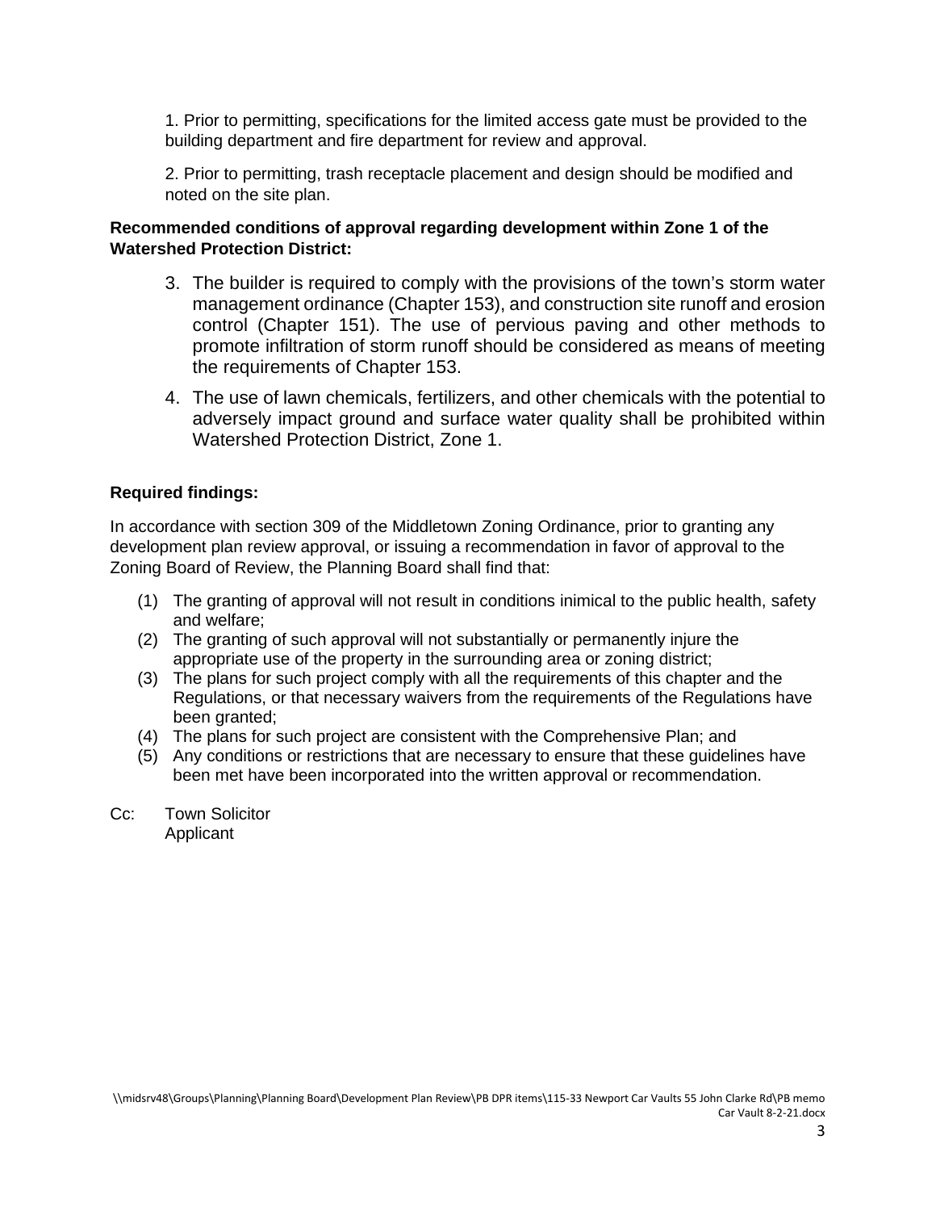1. Prior to permitting, specifications for the limited access gate must be provided to the building department and fire department for review and approval.

2. Prior to permitting, trash receptacle placement and design should be modified and noted on the site plan.

**Recommended conditions of approval regarding development within Zone 1 of the Watershed Protection District:**

3. The builder is required to comply with the provisions of the town's storm water management ordinance (Chapter 153), and construction site runoff and erosion control (Chapter 151). The use of pervious paving and other methods to promote infiltration of storm runoff should be considered as means of meeting the requirements of Chapter 153.

4. The use of lawn chemicals, fertilizers, and other chemicals with the potential to adversely impact ground and surface water quality shall be prohibited within Watershed Protection District, Zone 1.

**Required findings:**

In accordance with section 309 of the Middletown Zoning Ordinance, prior to granting any development plan review approval, or issuing a recommendation in favor of approval to the Zoning Board of Review, the Planning Board shall find that:

(1) The granting of approval will not result in conditions inimical to the public health, safety and welfare;
(2) The granting of such approval will not substantially or permanently injure the appropriate use of the property in the surrounding area or zoning district;
(3) The plans for such project comply with all the requirements of this chapter and the Regulations, or that necessary waivers from the requirements of the Regulations have been granted;
(4) The plans for such project are consistent with the Comprehensive Plan; and
(5) Any conditions or restrictions that are necessary to ensure that these guidelines have been met have been incorporated into the written approval or recommendation.

Cc: Town Solicitor
Applicant

\\midsrv48\Groups\Planning\Planning Board\Development Plan Review\PB DPR items\115-33 Newport Car Vaults 55 John Clarke Rd\PB memo Car Vault 8-2-21.docx